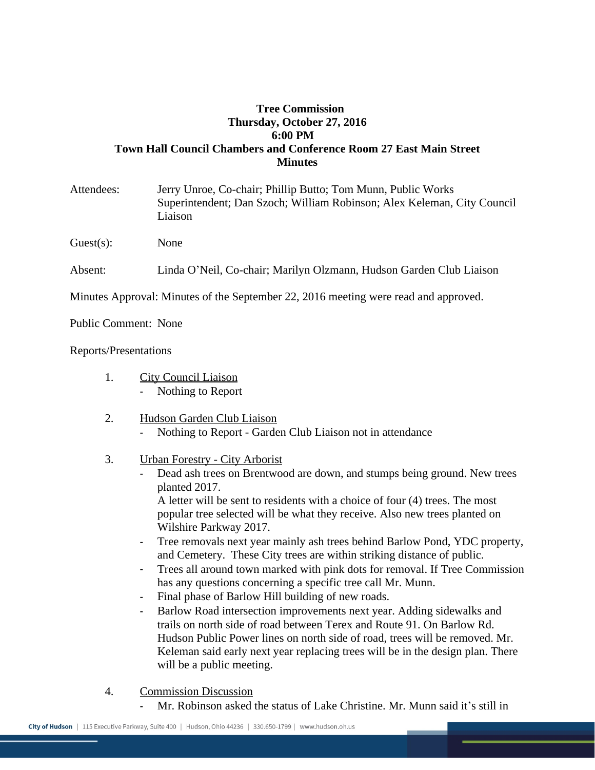**Tree Commission**
**Thursday, October 27, 2016**
**6:00 PM**
**Town Hall Council Chambers and Conference Room 27 East Main Street**
**Minutes**

Attendees: Jerry Unroe, Co-chair; Phillip Butto; Tom Munn, Public Works Superintendent; Dan Szoch; William Robinson; Alex Keleman, City Council Liaison

Guest(s): None

Absent: Linda O'Neil, Co-chair; Marilyn Olzmann, Hudson Garden Club Liaison

Minutes Approval: Minutes of the September 22, 2016 meeting were read and approved.

Public Comment: None

Reports/Presentations

1. City Council Liaison
   - Nothing to Report

2. Hudson Garden Club Liaison
   - Nothing to Report - Garden Club Liaison not in attendance

3. Urban Forestry - City Arborist
   - Dead ash trees on Brentwood are down, and stumps being ground. New trees planted 2017.
     A letter will be sent to residents with a choice of four (4) trees. The most popular tree selected will be what they receive. Also new trees planted on Wilshire Parkway 2017.
   - Tree removals next year mainly ash trees behind Barlow Pond, YDC property, and Cemetery. These City trees are within striking distance of public.
   - Trees all around town marked with pink dots for removal. If Tree Commission has any questions concerning a specific tree call Mr. Munn.
   - Final phase of Barlow Hill building of new roads.
   - Barlow Road intersection improvements next year. Adding sidewalks and trails on north side of road between Terex and Route 91. On Barlow Rd. Hudson Public Power lines on north side of road, trees will be removed. Mr. Keleman said early next year replacing trees will be in the design plan. There will be a public meeting.

4. Commission Discussion
   - Mr. Robinson asked the status of Lake Christine. Mr. Munn said it's still in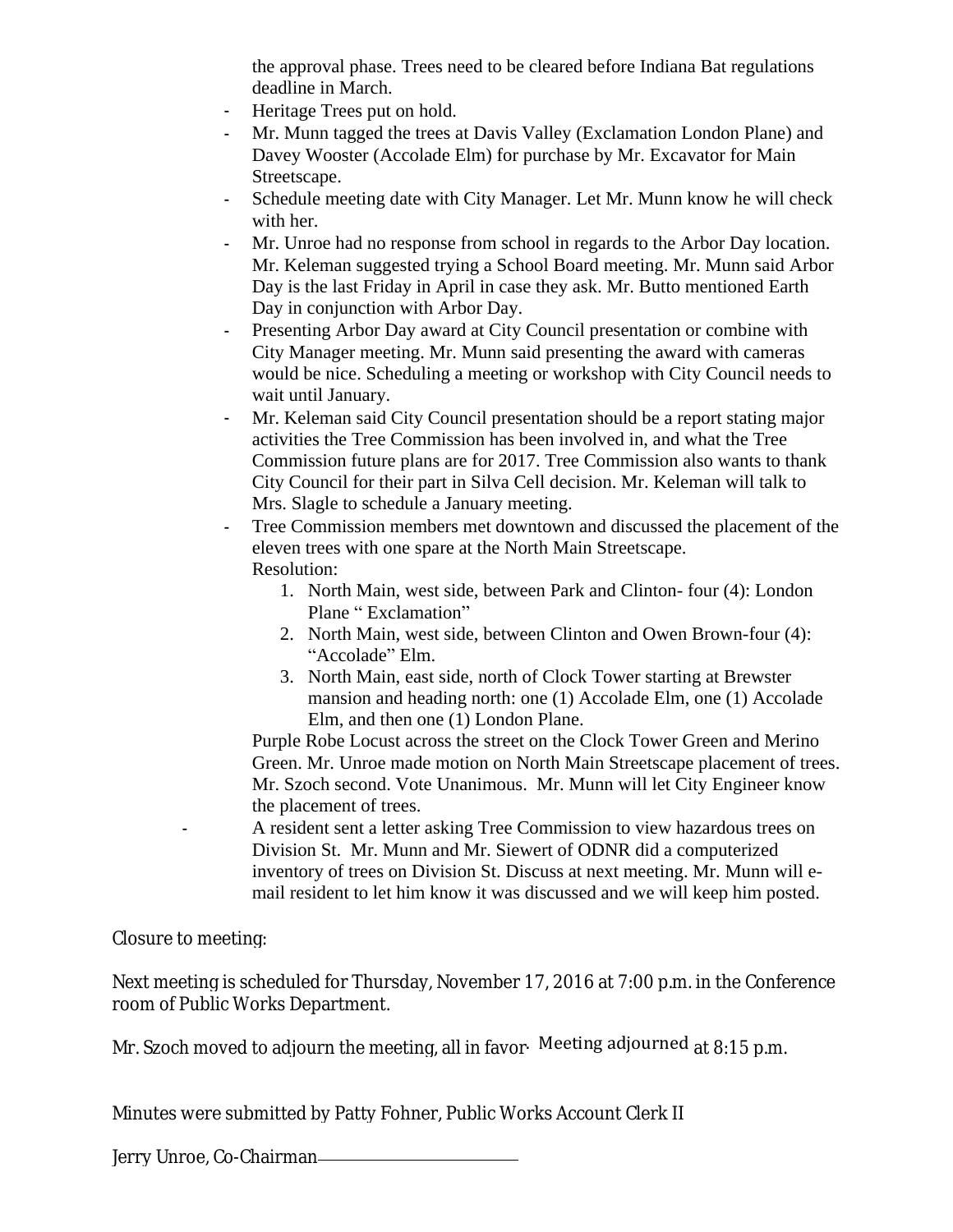the approval phase. Trees need to be cleared before Indiana Bat regulations deadline in March.

- Heritage Trees put on hold.
- Mr. Munn tagged the trees at Davis Valley (Exclamation London Plane) and Davey Wooster (Accolade Elm) for purchase by Mr. Excavator for Main Streetscape.
- Schedule meeting date with City Manager. Let Mr. Munn know he will check with her.
- Mr. Unroe had no response from school in regards to the Arbor Day location. Mr. Keleman suggested trying a School Board meeting. Mr. Munn said Arbor Day is the last Friday in April in case they ask. Mr. Butto mentioned Earth Day in conjunction with Arbor Day.
- Presenting Arbor Day award at City Council presentation or combine with City Manager meeting. Mr. Munn said presenting the award with cameras would be nice. Scheduling a meeting or workshop with City Council needs to wait until January.
- Mr. Keleman said City Council presentation should be a report stating major activities the Tree Commission has been involved in, and what the Tree Commission future plans are for 2017. Tree Commission also wants to thank City Council for their part in Silva Cell decision. Mr. Keleman will talk to Mrs. Slagle to schedule a January meeting.
- Tree Commission members met downtown and discussed the placement of the eleven trees with one spare at the North Main Streetscape.
  Resolution:
  1. North Main, west side, between Park and Clinton- four (4): London Plane " Exclamation"
  2. North Main, west side, between Clinton and Owen Brown-four (4): "Accolade" Elm.
  3. North Main, east side, north of Clock Tower starting at Brewster mansion and heading north: one (1) Accolade Elm, one (1) Accolade Elm, and then one (1) London Plane.

  Purple Robe Locust across the street on the Clock Tower Green and Merino Green. Mr. Unroe made motion on North Main Streetscape placement of trees. Mr. Szoch second. Vote Unanimous. Mr. Munn will let City Engineer know the placement of trees.
- A resident sent a letter asking Tree Commission to view hazardous trees on Division St. Mr. Munn and Mr. Siewert of ODNR did a computerized inventory of trees on Division St. Discuss at next meeting. Mr. Munn will e-mail resident to let him know it was discussed and we will keep him posted.

Closure to meeting:

Next meeting is scheduled for Thursday, November 17, 2016 at 7:00 p.m. in the Conference room of Public Works Department.

Mr. Szoch moved to adjourn the meeting, all in favor. Meeting adjourned at 8:15 p.m.

Minutes were submitted by Patty Fohner, Public Works Account Clerk II

Jerry Unroe, Co-Chairman\_\_\_\_\_\_\_\_\_\_\_\_\_\_\_\_\_\_\_\_\_\_\_\_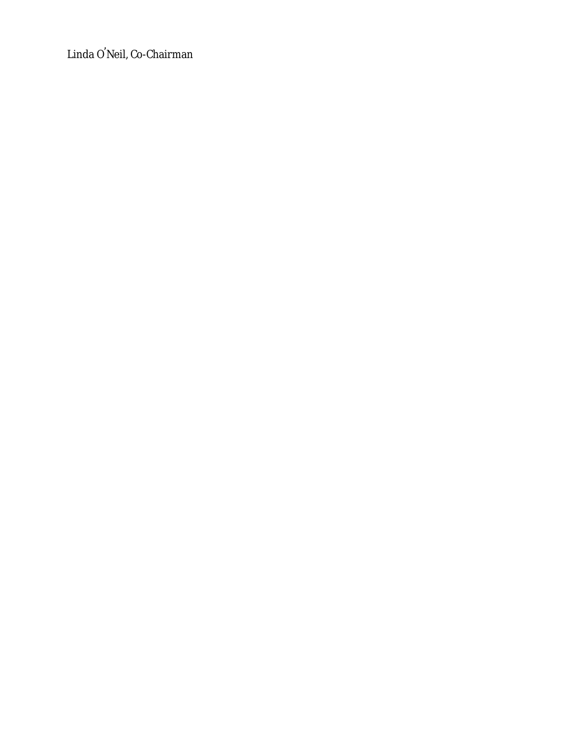Linda O'Neil, Co-Chairman